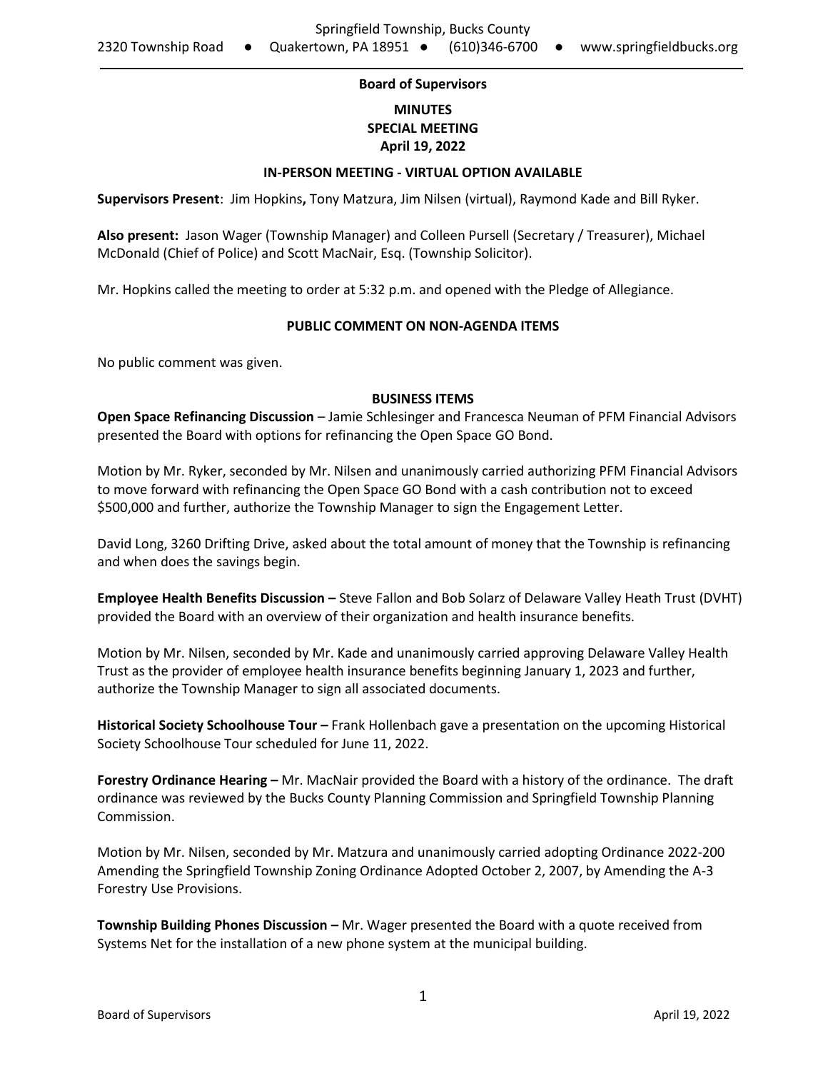## Board of Supervisors

### MINUTES
### SPECIAL MEETING
### April 19, 2022

**IN-PERSON MEETING - VIRTUAL OPTION AVAILABLE**

**Supervisors Present**: Jim Hopkins**,** Tony Matzura, Jim Nilsen (virtual), Raymond Kade and Bill Ryker.

**Also present:** Jason Wager (Township Manager) and Colleen Pursell (Secretary / Treasurer), Michael McDonald (Chief of Police) and Scott MacNair, Esq. (Township Solicitor).

Mr. Hopkins called the meeting to order at 5:32 p.m. and opened with the Pledge of Allegiance.

**PUBLIC COMMENT ON NON-AGENDA ITEMS**

No public comment was given.

**BUSINESS ITEMS**

**Open Space Refinancing Discussion** – Jamie Schlesinger and Francesca Neuman of PFM Financial Advisors presented the Board with options for refinancing the Open Space GO Bond.

Motion by Mr. Ryker, seconded by Mr. Nilsen and unanimously carried authorizing PFM Financial Advisors to move forward with refinancing the Open Space GO Bond with a cash contribution not to exceed $500,000 and further, authorize the Township Manager to sign the Engagement Letter.

David Long, 3260 Drifting Drive, asked about the total amount of money that the Township is refinancing and when does the savings begin.

**Employee Health Benefits Discussion –** Steve Fallon and Bob Solarz of Delaware Valley Heath Trust (DVHT) provided the Board with an overview of their organization and health insurance benefits.

Motion by Mr. Nilsen, seconded by Mr. Kade and unanimously carried approving Delaware Valley Health Trust as the provider of employee health insurance benefits beginning January 1, 2023 and further, authorize the Township Manager to sign all associated documents.

**Historical Society Schoolhouse Tour –** Frank Hollenbach gave a presentation on the upcoming Historical Society Schoolhouse Tour scheduled for June 11, 2022.

**Forestry Ordinance Hearing –** Mr. MacNair provided the Board with a history of the ordinance. The draft ordinance was reviewed by the Bucks County Planning Commission and Springfield Township Planning Commission.

Motion by Mr. Nilsen, seconded by Mr. Matzura and unanimously carried adopting Ordinance 2022-200 Amending the Springfield Township Zoning Ordinance Adopted October 2, 2007, by Amending the A-3 Forestry Use Provisions.

**Township Building Phones Discussion –** Mr. Wager presented the Board with a quote received from Systems Net for the installation of a new phone system at the municipal building.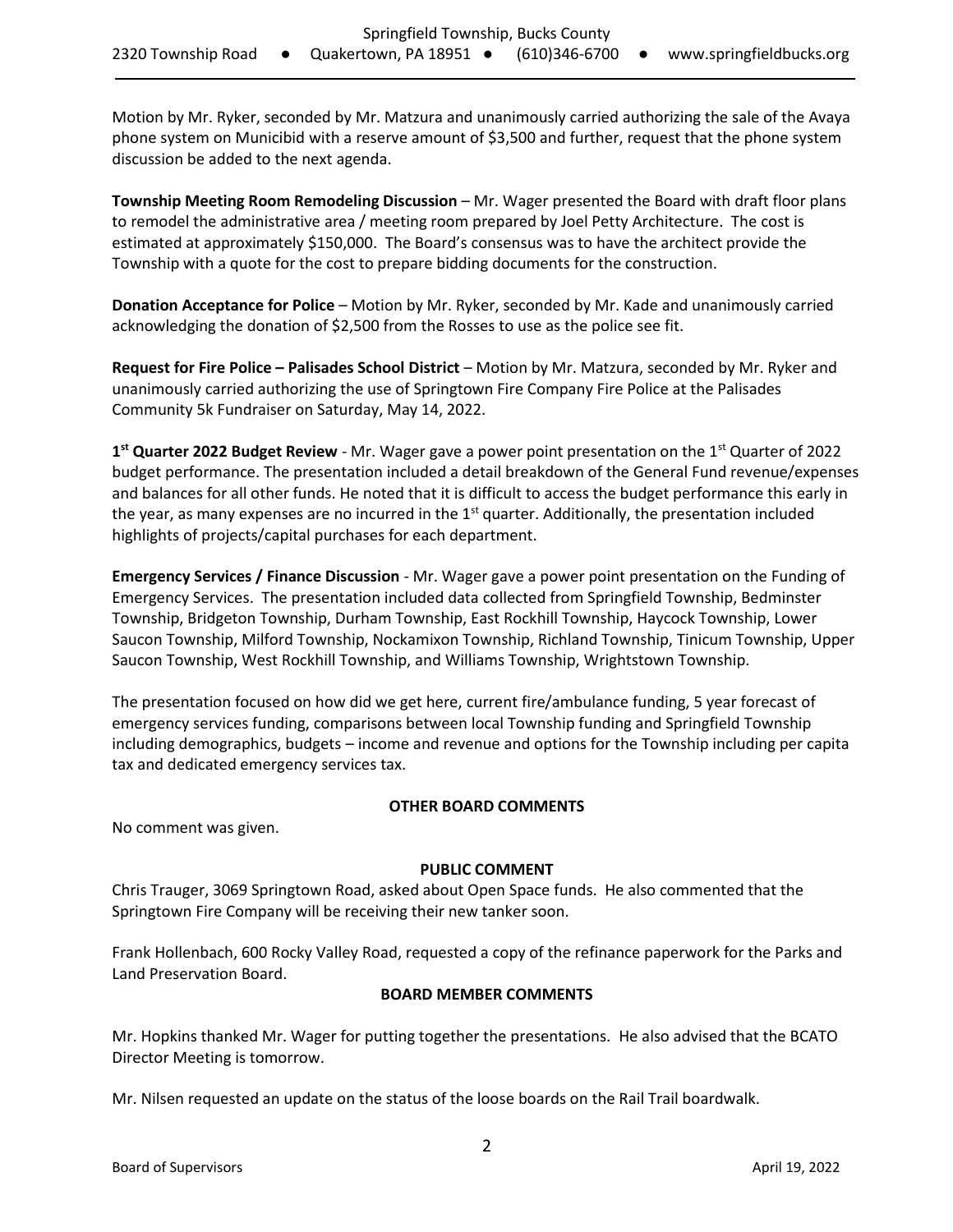Motion by Mr. Ryker, seconded by Mr. Matzura and unanimously carried authorizing the sale of the Avaya phone system on Municibid with a reserve amount of $3,500 and further, request that the phone system discussion be added to the next agenda.

**Township Meeting Room Remodeling Discussion** – Mr. Wager presented the Board with draft floor plans to remodel the administrative area / meeting room prepared by Joel Petty Architecture. The cost is estimated at approximately $150,000. The Board's consensus was to have the architect provide the Township with a quote for the cost to prepare bidding documents for the construction.

**Donation Acceptance for Police** – Motion by Mr. Ryker, seconded by Mr. Kade and unanimously carried acknowledging the donation of $2,500 from the Rosses to use as the police see fit.

**Request for Fire Police – Palisades School District** – Motion by Mr. Matzura, seconded by Mr. Ryker and unanimously carried authorizing the use of Springtown Fire Company Fire Police at the Palisades Community 5k Fundraiser on Saturday, May 14, 2022.

**1st Quarter 2022 Budget Review** - Mr. Wager gave a power point presentation on the 1st Quarter of 2022 budget performance. The presentation included a detail breakdown of the General Fund revenue/expenses and balances for all other funds. He noted that it is difficult to access the budget performance this early in the year, as many expenses are no incurred in the 1st quarter. Additionally, the presentation included highlights of projects/capital purchases for each department.

**Emergency Services / Finance Discussion** - Mr. Wager gave a power point presentation on the Funding of Emergency Services. The presentation included data collected from Springfield Township, Bedminster Township, Bridgeton Township, Durham Township, East Rockhill Township, Haycock Township, Lower Saucon Township, Milford Township, Nockamixon Township, Richland Township, Tinicum Township, Upper Saucon Township, West Rockhill Township, and Williams Township, Wrightstown Township.

The presentation focused on how did we get here, current fire/ambulance funding, 5 year forecast of emergency services funding, comparisons between local Township funding and Springfield Township including demographics, budgets – income and revenue and options for the Township including per capita tax and dedicated emergency services tax.

## OTHER BOARD COMMENTS

No comment was given.

## PUBLIC COMMENT

Chris Trauger, 3069 Springtown Road, asked about Open Space funds. He also commented that the Springtown Fire Company will be receiving their new tanker soon.

Frank Hollenbach, 600 Rocky Valley Road, requested a copy of the refinance paperwork for the Parks and Land Preservation Board.

## BOARD MEMBER COMMENTS

Mr. Hopkins thanked Mr. Wager for putting together the presentations. He also advised that the BCATO Director Meeting is tomorrow.

Mr. Nilsen requested an update on the status of the loose boards on the Rail Trail boardwalk.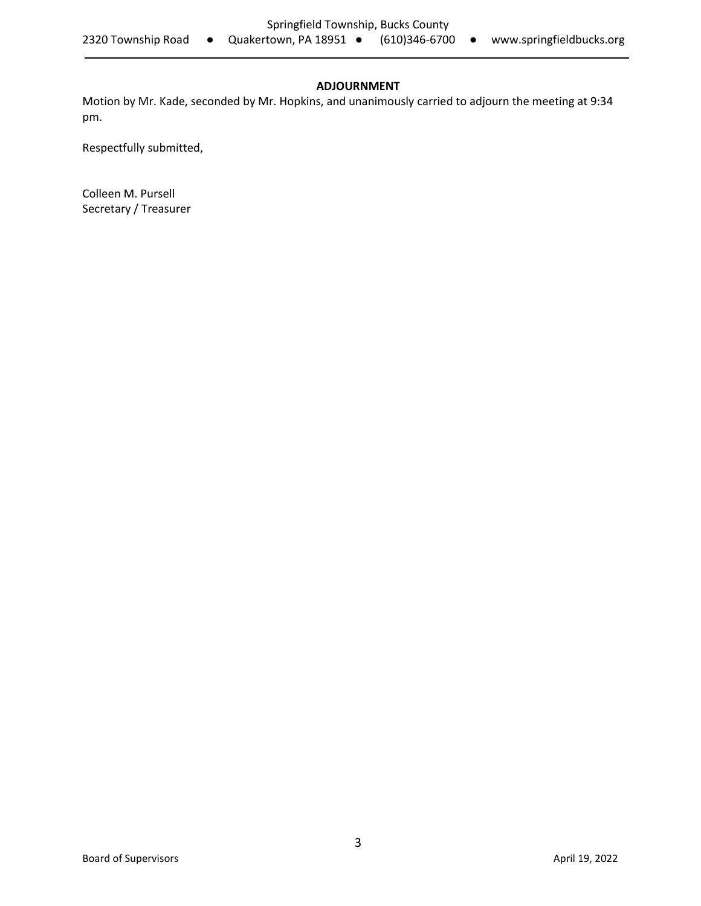**ADJOURNMENT**

Motion by Mr. Kade, seconded by Mr. Hopkins, and unanimously carried to adjourn the meeting at 9:34 pm.

Respectfully submitted,

Colleen M. Pursell
Secretary / Treasurer